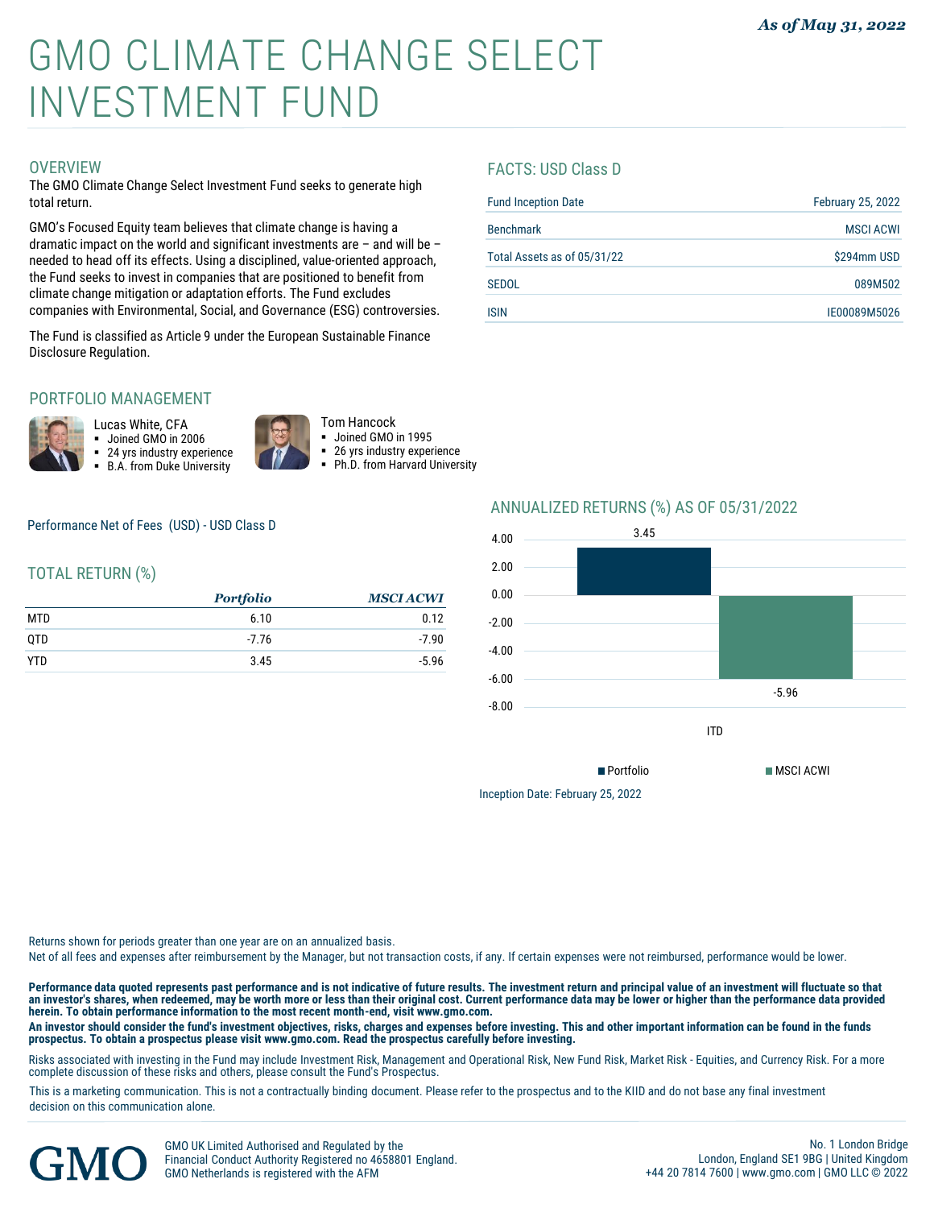*As of May 31, 2022*

# GMO CLIMATE CHANGE SELECT INVESTMENT FUND

## OVERVIEW

The GMO Climate Change Select Investment Fund seeks to generate high total return.

GMO's Focused Equity team believes that climate change is having a dramatic impact on the world and significant investments are – and will be – needed to head off its effects. Using a disciplined, value-oriented approach, the Fund seeks to invest in companies that are positioned to benefit from climate change mitigation or adaptation efforts. The Fund excludes companies with Environmental, Social, and Governance (ESG) controversies.

The Fund is classified as Article 9 under the European Sustainable Finance Disclosure Regulation.

## FACTS: USD Class D

| | |
|---|---|
| Fund Inception Date | February 25, 2022 |
| Benchmark | MSCI ACWI |
| Total Assets as of 05/31/22 | $294mm USD |
| SEDOL | 089M502 |
| ISIN | IE00089M5026 |

## PORTFOLIO MANAGEMENT

Lucas White, CFA
- Joined GMO in 2006
- 24 yrs industry experience
- B.A. from Duke University

Tom Hancock
- Joined GMO in 1995
- 26 yrs industry experience
- Ph.D. from Harvard University

Performance Net of Fees (USD) - USD Class D

## TOTAL RETURN (%)

| | *Portfolio* | *MSCI ACWI* |
|---|---|---|
| MTD | 6.10 | 0.12 |
| QTD | -7.76 | -7.90 |
| YTD | 3.45 | -5.96 |

## ANNUALIZED RETURNS (%) AS OF 05/31/2022

| | Portfolio | MSCI ACWI |
|---|---|---|
| ITD | 3.45 | -5.96 |

Inception Date: February 25, 2022

Returns shown for periods greater than one year are on an annualized basis.

Net of all fees and expenses after reimbursement by the Manager, but not transaction costs, if any. If certain expenses were not reimbursed, performance would be lower.

**Performance data quoted represents past performance and is not indicative of future results. The investment return and principal value of an investment will fluctuate so that an investor's shares, when redeemed, may be worth more or less than their original cost. Current performance data may be lower or higher than the performance data provided herein. To obtain performance information to the most recent month-end, visit www.gmo.com.**

**An investor should consider the fund's investment objectives, risks, charges and expenses before investing. This and other important information can be found in the funds prospectus. To obtain a prospectus please visit www.gmo.com. Read the prospectus carefully before investing.**

Risks associated with investing in the Fund may include Investment Risk, Management and Operational Risk, New Fund Risk, Market Risk - Equities, and Currency Risk. For a more complete discussion of these risks and others, please consult the Fund's Prospectus.

This is a marketing communication. This is not a contractually binding document. Please refer to the prospectus and to the KIID and do not base any final investment decision on this communication alone.

GMO UK Limited Authorised and Regulated by the Financial Conduct Authority Registered no 4658801 England. GMO Netherlands is registered with the AFM

No. 1 London Bridge
London, England SE1 9BG | United Kingdom
+44 20 7814 7600 | www.gmo.com | GMO LLC © 2022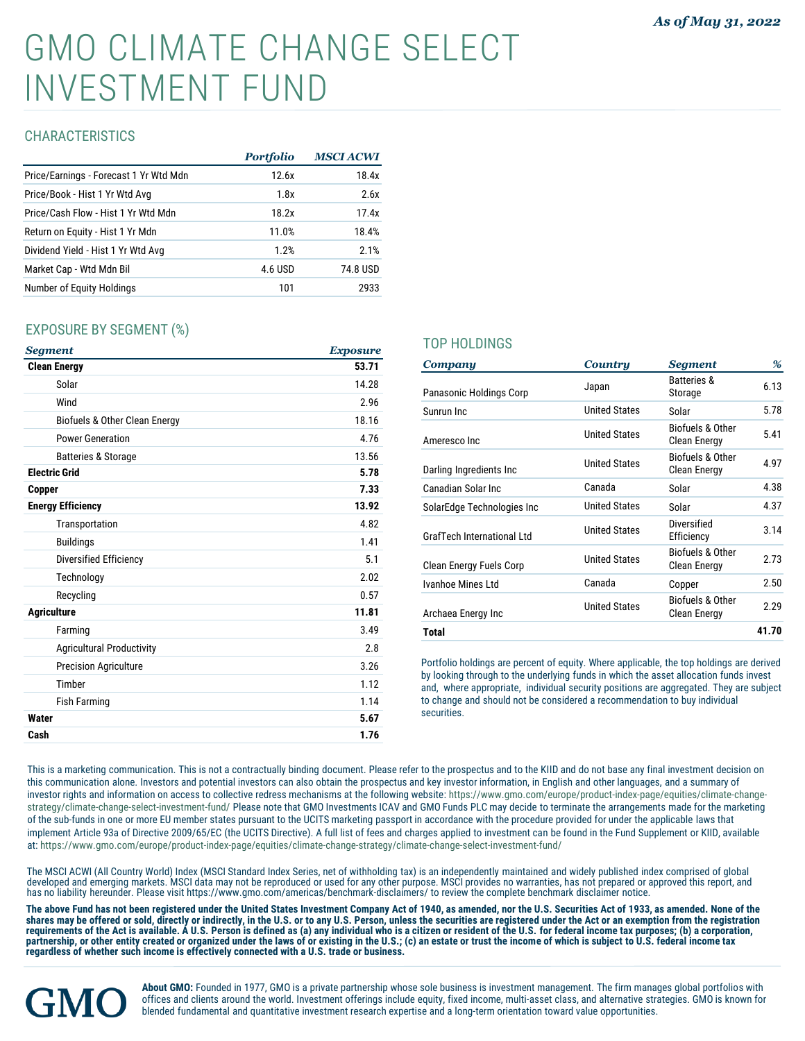*As of May 31, 2022*

# GMO CLIMATE CHANGE SELECT INVESTMENT FUND

## CHARACTERISTICS

| | *Portfolio* | *MSCI ACWI* |
|---|---|---|
| Price/Earnings - Forecast 1 Yr Wtd Mdn | 12.6x | 18.4x |
| Price/Book - Hist 1 Yr Wtd Avg | 1.8x | 2.6x |
| Price/Cash Flow - Hist 1 Yr Wtd Mdn | 18.2x | 17.4x |
| Return on Equity - Hist 1 Yr Mdn | 11.0% | 18.4% |
| Dividend Yield - Hist 1 Yr Wtd Avg | 1.2% | 2.1% |
| Market Cap - Wtd Mdn Bil | 4.6 USD | 74.8 USD |
| Number of Equity Holdings | 101 | 2933 |

## EXPOSURE BY SEGMENT (%)

| *Segment* | *Exposure* |
|---|---|
| **Clean Energy** | **53.71** |
| Solar | 14.28 |
| Wind | 2.96 |
| Biofuels & Other Clean Energy | 18.16 |
| Power Generation | 4.76 |
| Batteries & Storage | 13.56 |
| **Electric Grid** | **5.78** |
| **Copper** | **7.33** |
| **Energy Efficiency** | **13.92** |
| Transportation | 4.82 |
| Buildings | 1.41 |
| Diversified Efficiency | 5.1 |
| Technology | 2.02 |
| Recycling | 0.57 |
| **Agriculture** | **11.81** |
| Farming | 3.49 |
| Agricultural Productivity | 2.8 |
| Precision Agriculture | 3.26 |
| Timber | 1.12 |
| Fish Farming | 1.14 |
| **Water** | **5.67** |
| **Cash** | **1.76** |

## TOP HOLDINGS

| *Company* | *Country* | *Segment* | *%* |
|---|---|---|---|
| Panasonic Holdings Corp | Japan | Batteries & Storage | 6.13 |
| Sunrun Inc | United States | Solar | 5.78 |
| Ameresco Inc | United States | Biofuels & Other Clean Energy | 5.41 |
| Darling Ingredients Inc | United States | Biofuels & Other Clean Energy | 4.97 |
| Canadian Solar Inc | Canada | Solar | 4.38 |
| SolarEdge Technologies Inc | United States | Solar | 4.37 |
| GrafTech International Ltd | United States | Diversified Efficiency | 3.14 |
| Clean Energy Fuels Corp | United States | Biofuels & Other Clean Energy | 2.73 |
| Ivanhoe Mines Ltd | Canada | Copper | 2.50 |
| Archaea Energy Inc | United States | Biofuels & Other Clean Energy | 2.29 |
| **Total** | | | **41.70** |

Portfolio holdings are percent of equity. Where applicable, the top holdings are derived by looking through to the underlying funds in which the asset allocation funds invest and, where appropriate, individual security positions are aggregated. They are subject to change and should not be considered a recommendation to buy individual securities.

This is a marketing communication. This is not a contractually binding document. Please refer to the prospectus and to the KIID and do not base any final investment decision on this communication alone. Investors and potential investors can also obtain the prospectus and key investor information, in English and other languages, and a summary of investor rights and information on access to collective redress mechanisms at the following website: https://www.gmo.com/europe/product-index-page/equities/climate-change-strategy/climate-change-select-investment-fund/ Please note that GMO Investments ICAV and GMO Funds PLC may decide to terminate the arrangements made for the marketing of the sub-funds in one or more EU member states pursuant to the UCITS marketing passport in accordance with the procedure provided for under the applicable laws that implement Article 93a of Directive 2009/65/EC (the UCITS Directive). A full list of fees and charges applied to investment can be found in the Fund Supplement or KIID, available at: https://www.gmo.com/europe/product-index-page/equities/climate-change-strategy/climate-change-select-investment-fund/

The MSCI ACWI (All Country World) Index (MSCI Standard Index Series, net of withholding tax) is an independently maintained and widely published index comprised of global developed and emerging markets. MSCI data may not be reproduced or used for any other purpose. MSCI provides no warranties, has not prepared or approved this report, and has no liability hereunder. Please visit https://www.gmo.com/americas/benchmark-disclaimers/ to review the complete benchmark disclaimer notice.

**The above Fund has not been registered under the United States Investment Company Act of 1940, as amended, nor the U.S. Securities Act of 1933, as amended. None of the shares may be offered or sold, directly or indirectly, in the U.S. or to any U.S. Person, unless the securities are registered under the Act or an exemption from the registration requirements of the Act is available. A U.S. Person is defined as (a) any individual who is a citizen or resident of the U.S. for federal income tax purposes; (b) a corporation, partnership, or other entity created or organized under the laws of or existing in the U.S.; (c) an estate or trust the income of which is subject to U.S. federal income tax regardless of whether such income is effectively connected with a U.S. trade or business.**

GMO

**About GMO:** Founded in 1977, GMO is a private partnership whose sole business is investment management. The firm manages global portfolios with offices and clients around the world. Investment offerings include equity, fixed income, multi-asset class, and alternative strategies. GMO is known for blended fundamental and quantitative investment research expertise and a long-term orientation toward value opportunities.